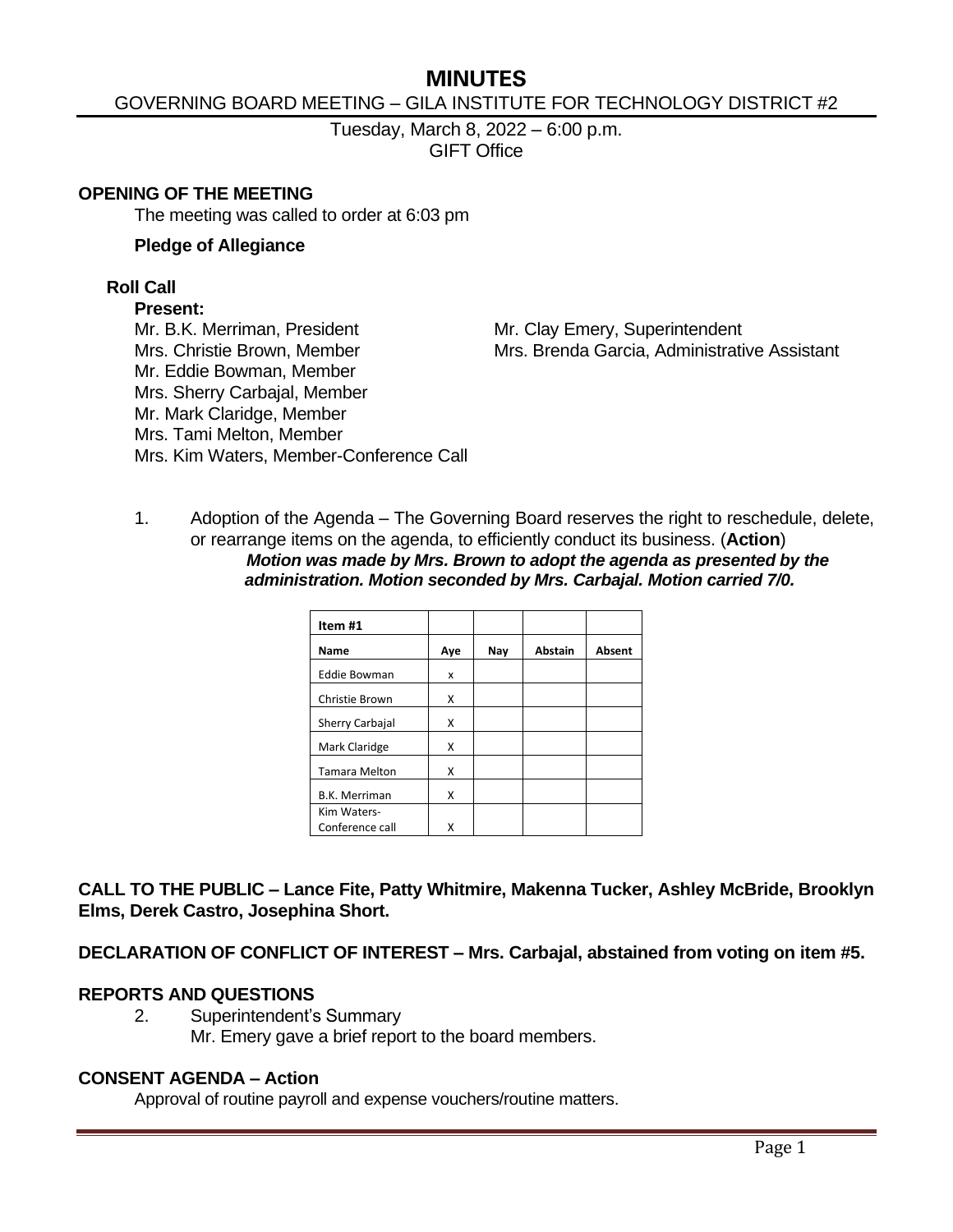# MINUTES

GOVERNING BOARD MEETING – GILA INSTITUTE FOR TECHNOLOGY DISTRICT #2

Tuesday, March 8, 2022 – 6:00 p.m.
GIFT Office

## OPENING OF THE MEETING

The meeting was called to order at 6:03 pm

**Pledge of Allegiance**

### Roll Call

**Present:**

Mr. B.K. Merriman, President
Mrs. Christie Brown, Member
Mr. Eddie Bowman, Member
Mrs. Sherry Carbajal, Member
Mr. Mark Claridge, Member
Mrs. Tami Melton, Member
Mrs. Kim Waters, Member-Conference Call

Mr. Clay Emery, Superintendent
Mrs. Brenda Garcia, Administrative Assistant

1. Adoption of the Agenda – The Governing Board reserves the right to reschedule, delete, or rearrange items on the agenda, to efficiently conduct its business. (**Action**)
   ***Motion was made by Mrs. Brown to adopt the agenda as presented by the administration. Motion seconded by Mrs. Carbajal. Motion carried 7/0.***

| Item #1 | | | | |
|---|---|---|---|---|
| **Name** | **Aye** | **Nay** | **Abstain** | **Absent** |
| Eddie Bowman | x | | | |
| Christie Brown | X | | | |
| Sherry Carbajal | X | | | |
| Mark Claridge | X | | | |
| Tamara Melton | X | | | |
| B.K. Merriman | X | | | |
| Kim Waters-Conference call | X | | | |

**CALL TO THE PUBLIC – Lance Fite, Patty Whitmire, Makenna Tucker, Ashley McBride, Brooklyn Elms, Derek Castro, Josephina Short.**

**DECLARATION OF CONFLICT OF INTEREST – Mrs. Carbajal, abstained from voting on item #5.**

## REPORTS AND QUESTIONS

2. Superintendent's Summary
   Mr. Emery gave a brief report to the board members.

## CONSENT AGENDA – Action

Approval of routine payroll and expense vouchers/routine matters.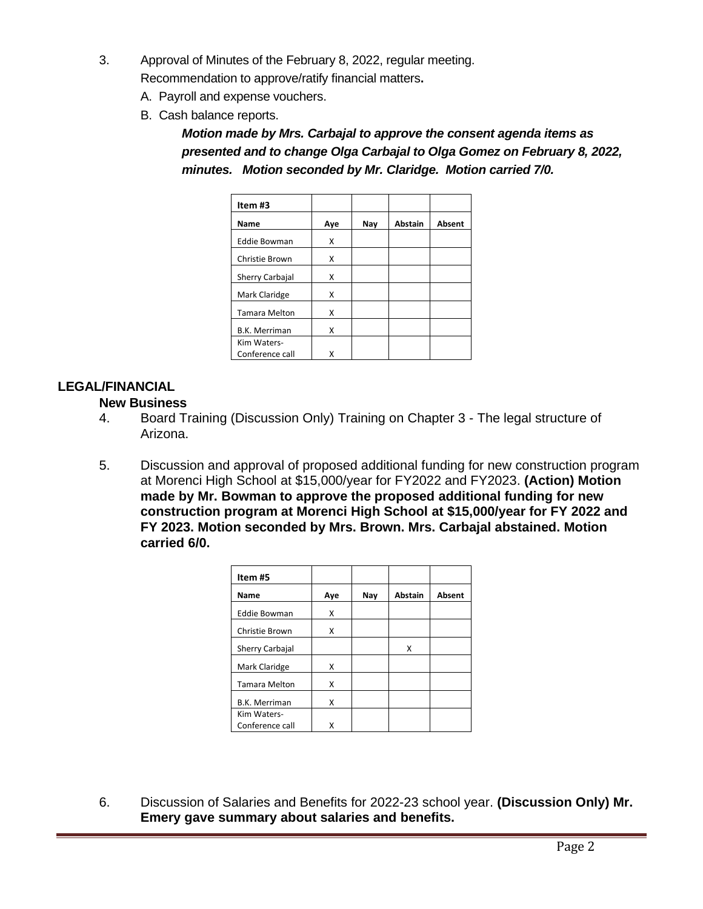3. Approval of Minutes of the February 8, 2022, regular meeting.
   Recommendation to approve/ratify financial matters**.**
   A. Payroll and expense vouchers.
   B. Cash balance reports.

   ***Motion made by Mrs. Carbajal to approve the consent agenda items as presented and to change Olga Carbajal to Olga Gomez on February 8, 2022, minutes. Motion seconded by Mr. Claridge. Motion carried 7/0.***

| Item #3 | | | | |
|---|---|---|---|---|
| **Name** | **Aye** | **Nay** | **Abstain** | **Absent** |
| Eddie Bowman | X | | | |
| Christie Brown | X | | | |
| Sherry Carbajal | X | | | |
| Mark Claridge | X | | | |
| Tamara Melton | X | | | |
| B.K. Merriman | X | | | |
| Kim Waters-Conference call | X | | | |

## LEGAL/FINANCIAL

### New Business

4. Board Training (Discussion Only) Training on Chapter 3 - The legal structure of Arizona.

5. Discussion and approval of proposed additional funding for new construction program at Morenci High School at $15,000/year for FY2022 and FY2023. **(Action) Motion made by Mr. Bowman to approve the proposed additional funding for new construction program at Morenci High School at $15,000/year for FY 2022 and FY 2023. Motion seconded by Mrs. Brown. Mrs. Carbajal abstained. Motion carried 6/0.**

| Item #5 | | | | |
|---|---|---|---|---|
| **Name** | **Aye** | **Nay** | **Abstain** | **Absent** |
| Eddie Bowman | X | | | |
| Christie Brown | X | | | |
| Sherry Carbajal | | | X | |
| Mark Claridge | X | | | |
| Tamara Melton | X | | | |
| B.K. Merriman | X | | | |
| Kim Waters-Conference call | X | | | |

6. Discussion of Salaries and Benefits for 2022-23 school year. **(Discussion Only) Mr. Emery gave summary about salaries and benefits.**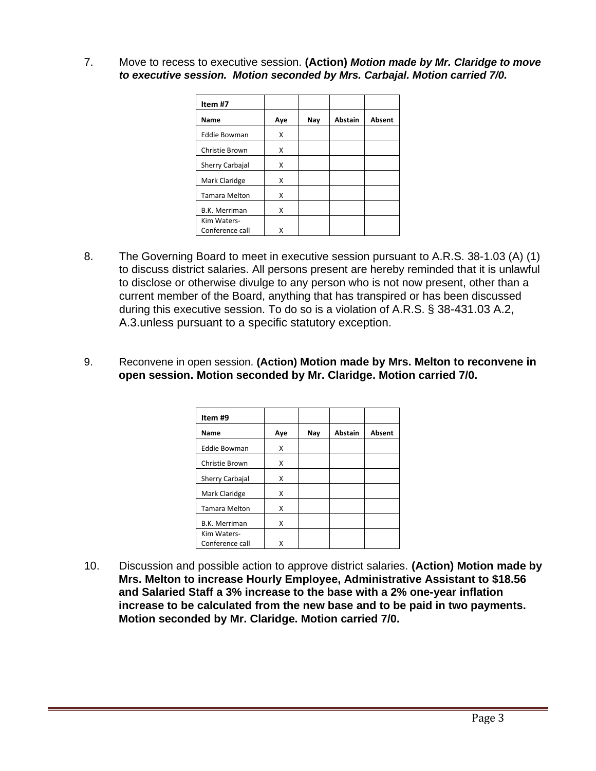7. Move to recess to executive session. **(Action)** ***Motion made by Mr. Claridge to move to executive session. Motion seconded by Mrs. Carbajal. Motion carried 7/0.***

| **Item #7** | | | | |
|---|---|---|---|---|
| **Name** | **Aye** | **Nay** | **Abstain** | **Absent** |
| Eddie Bowman | X | | | |
| Christie Brown | X | | | |
| Sherry Carbajal | X | | | |
| Mark Claridge | X | | | |
| Tamara Melton | X | | | |
| B.K. Merriman | X | | | |
| Kim Waters-Conference call | X | | | |

8. The Governing Board to meet in executive session pursuant to A.R.S. 38-1.03 (A) (1) to discuss district salaries. All persons present are hereby reminded that it is unlawful to disclose or otherwise divulge to any person who is not now present, other than a current member of the Board, anything that has transpired or has been discussed during this executive session. To do so is a violation of A.R.S. § 38-431.03 A.2, A.3.unless pursuant to a specific statutory exception.

9. Reconvene in open session. **(Action) Motion made by Mrs. Melton to reconvene in open session. Motion seconded by Mr. Claridge. Motion carried 7/0.**

| **Item #9** | | | | |
|---|---|---|---|---|
| **Name** | **Aye** | **Nay** | **Abstain** | **Absent** |
| Eddie Bowman | X | | | |
| Christie Brown | X | | | |
| Sherry Carbajal | X | | | |
| Mark Claridge | X | | | |
| Tamara Melton | X | | | |
| B.K. Merriman | X | | | |
| Kim Waters-Conference call | X | | | |

10. Discussion and possible action to approve district salaries. **(Action) Motion made by Mrs. Melton to increase Hourly Employee, Administrative Assistant to $18.56 and Salaried Staff a 3% increase to the base with a 2% one-year inflation increase to be calculated from the new base and to be paid in two payments. Motion seconded by Mr. Claridge. Motion carried 7/0.**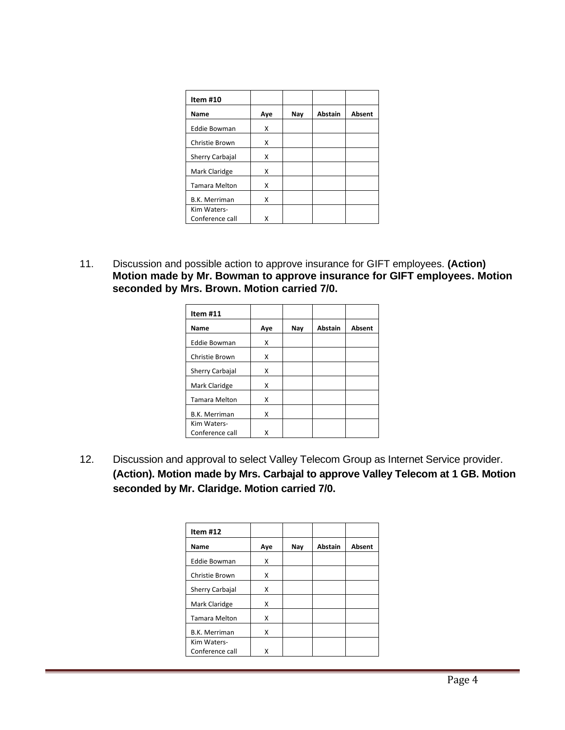| Item #10 | | | | |
|---|---|---|---|---|
| **Name** | **Aye** | **Nay** | **Abstain** | **Absent** |
| Eddie Bowman | X | | | |
| Christie Brown | X | | | |
| Sherry Carbajal | X | | | |
| Mark Claridge | X | | | |
| Tamara Melton | X | | | |
| B.K. Merriman | X | | | |
| Kim Waters-Conference call | X | | | |

11. Discussion and possible action to approve insurance for GIFT employees. **(Action) Motion made by Mr. Bowman to approve insurance for GIFT employees. Motion seconded by Mrs. Brown. Motion carried 7/0.**

| Item #11 | | | | |
|---|---|---|---|---|
| **Name** | **Aye** | **Nay** | **Abstain** | **Absent** |
| Eddie Bowman | X | | | |
| Christie Brown | X | | | |
| Sherry Carbajal | X | | | |
| Mark Claridge | X | | | |
| Tamara Melton | X | | | |
| B.K. Merriman | X | | | |
| Kim Waters-Conference call | X | | | |

12. Discussion and approval to select Valley Telecom Group as Internet Service provider. **(Action). Motion made by Mrs. Carbajal to approve Valley Telecom at 1 GB. Motion seconded by Mr. Claridge. Motion carried 7/0.**

| Item #12 | | | | |
|---|---|---|---|---|
| **Name** | **Aye** | **Nay** | **Abstain** | **Absent** |
| Eddie Bowman | X | | | |
| Christie Brown | X | | | |
| Sherry Carbajal | X | | | |
| Mark Claridge | X | | | |
| Tamara Melton | X | | | |
| B.K. Merriman | X | | | |
| Kim Waters-Conference call | X | | | |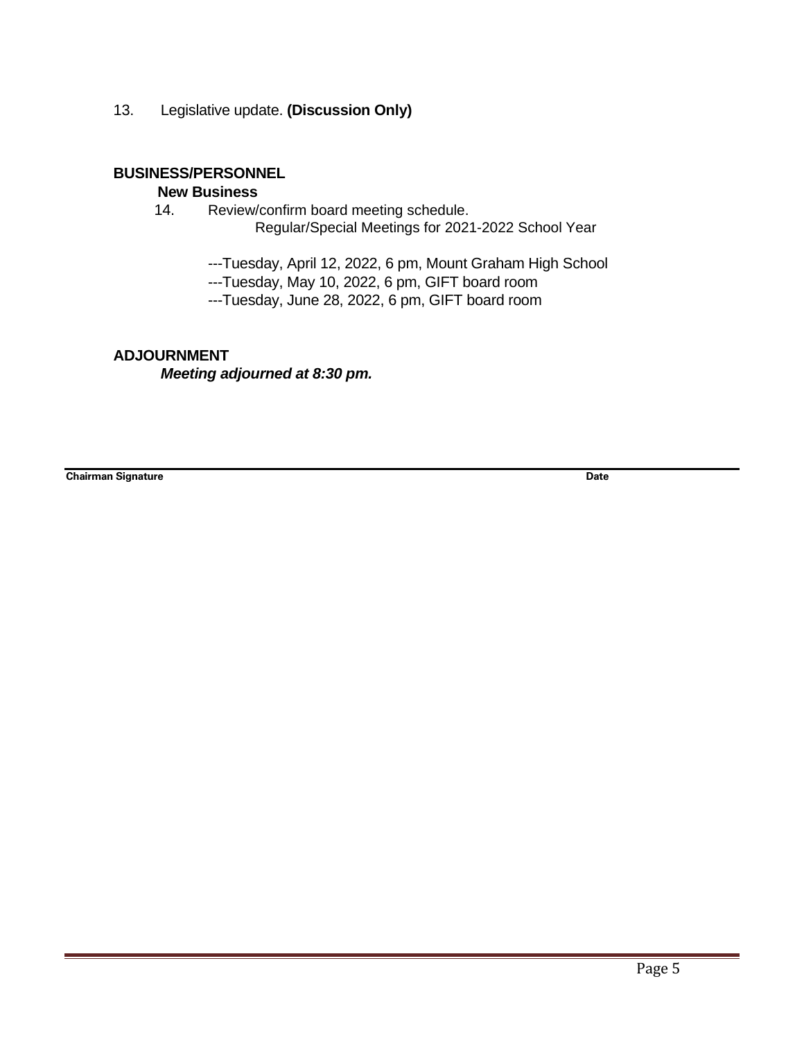13. Legislative update. **(Discussion Only)**

**BUSINESS/PERSONNEL**

**New Business**

14. Review/confirm board meeting schedule.

    Regular/Special Meetings for 2021-2022 School Year

    ---Tuesday, April 12, 2022, 6 pm, Mount Graham High School
    ---Tuesday, May 10, 2022, 6 pm, GIFT board room
    ---Tuesday, June 28, 2022, 6 pm, GIFT board room

**ADJOURNMENT**

***Meeting adjourned at 8:30 pm.***

**Chairman Signature** **Date**